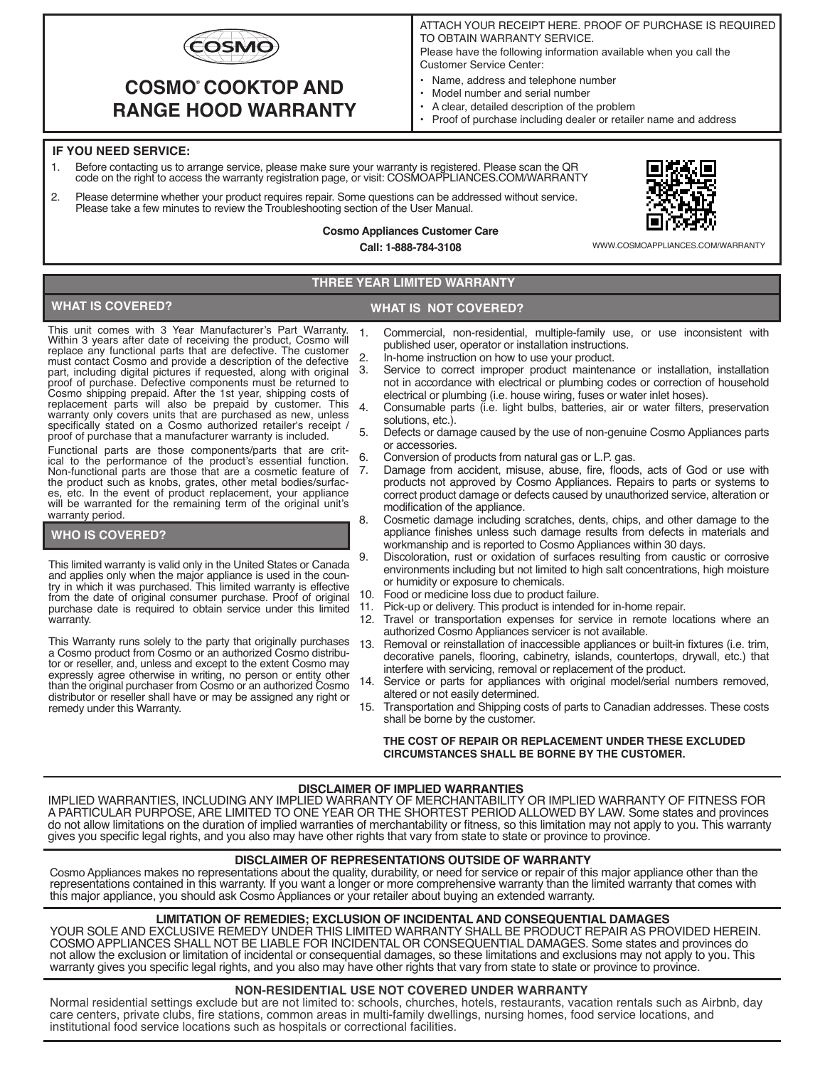COSMO

# COSMO® COOKTOP AND RANGE HOOD WARRANTY

ATTACH YOUR RECEIPT HERE. PROOF OF PURCHASE IS REQUIRED TO OBTAIN WARRANTY SERVICE.

Please have the following information available when you call the Customer Service Center:

- Name, address and telephone number
- Model number and serial number
- A clear, detailed description of the problem
- Proof of purchase including dealer or retailer name and address

## IF YOU NEED SERVICE:

1. Before contacting us to arrange service, please make sure your warranty is registered. Please scan the QR code on the right to access the warranty registration page, or visit: COSMOAPPLIANCES.COM/WARRANTY
2. Please determine whether your product requires repair. Some questions can be addressed without service. Please take a few minutes to review the Troubleshooting section of the User Manual.

**Cosmo Appliances Customer Care**

**Call: 1-888-784-3108**

WWW.COSMOAPPLIANCES.COM/WARRANTY

## THREE YEAR LIMITED WARRANTY

### WHAT IS COVERED?

This unit comes with 3 Year Manufacturer's Part Warranty. Within 3 years after date of receiving the product, Cosmo will replace any functional parts that are defective. The customer must contact Cosmo and provide a description of the defective part, including digital pictures if requested, along with original proof of purchase. Defective components must be returned to Cosmo shipping prepaid. After the 1st year, shipping costs of replacement parts will also be prepaid by customer. This warranty only covers units that are purchased as new, unless specifically stated on a Cosmo authorized retailer's receipt / proof of purchase that a manufacturer warranty is included.

Functional parts are those components/parts that are critical to the performance of the product's essential function. Non-functional parts are those that are a cosmetic feature of the product such as knobs, grates, other metal bodies/surfaces, etc. In the event of product replacement, your appliance will be warranted for the remaining term of the original unit's warranty period.

### WHO IS COVERED?

This limited warranty is valid only in the United States or Canada and applies only when the major appliance is used in the country in which it was purchased. This limited warranty is effective from the date of original consumer purchase. Proof of original purchase date is required to obtain service under this limited warranty.

This Warranty runs solely to the party that originally purchases a Cosmo product from Cosmo or an authorized Cosmo distributor or reseller, and, unless and except to the extent Cosmo may expressly agree otherwise in writing, no person or entity other than the original purchaser from Cosmo or an authorized Cosmo distributor or reseller shall have or may be assigned any right or remedy under this Warranty.

### WHAT IS NOT COVERED?

1. Commercial, non-residential, multiple-family use, or use inconsistent with published user, operator or installation instructions.
2. In-home instruction on how to use your product.
3. Service to correct improper product maintenance or installation, installation not in accordance with electrical or plumbing codes or correction of household electrical or plumbing (i.e. house wiring, fuses or water inlet hoses).
4. Consumable parts (i.e. light bulbs, batteries, air or water filters, preservation solutions, etc.).
5. Defects or damage caused by the use of non-genuine Cosmo Appliances parts or accessories.
6. Conversion of products from natural gas or L.P. gas.
7. Damage from accident, misuse, abuse, fire, floods, acts of God or use with products not approved by Cosmo Appliances. Repairs to parts or systems to correct product damage or defects caused by unauthorized service, alteration or modification of the appliance.
8. Cosmetic damage including scratches, dents, chips, and other damage to the appliance finishes unless such damage results from defects in materials and workmanship and is reported to Cosmo Appliances within 30 days.
9. Discoloration, rust or oxidation of surfaces resulting from caustic or corrosive environments including but not limited to high salt concentrations, high moisture or humidity or exposure to chemicals.
10. Food or medicine loss due to product failure.
11. Pick-up or delivery. This product is intended for in-home repair.
12. Travel or transportation expenses for service in remote locations where an authorized Cosmo Appliances servicer is not available.
13. Removal or reinstallation of inaccessible appliances or built-in fixtures (i.e. trim, decorative panels, flooring, cabinetry, islands, countertops, drywall, etc.) that interfere with servicing, removal or replacement of the product.
14. Service or parts for appliances with original model/serial numbers removed, altered or not easily determined.
15. Transportation and Shipping costs of parts to Canadian addresses. These costs shall be borne by the customer.

**THE COST OF REPAIR OR REPLACEMENT UNDER THESE EXCLUDED CIRCUMSTANCES SHALL BE BORNE BY THE CUSTOMER.**

### DISCLAIMER OF IMPLIED WARRANTIES

IMPLIED WARRANTIES, INCLUDING ANY IMPLIED WARRANTY OF MERCHANTABILITY OR IMPLIED WARRANTY OF FITNESS FOR A PARTICULAR PURPOSE, ARE LIMITED TO ONE YEAR OR THE SHORTEST PERIOD ALLOWED BY LAW. Some states and provinces do not allow limitations on the duration of implied warranties of merchantability or fitness, so this limitation may not apply to you. This warranty gives you specific legal rights, and you also may have other rights that vary from state to state or province to province.

### DISCLAIMER OF REPRESENTATIONS OUTSIDE OF WARRANTY

Cosmo Appliances makes no representations about the quality, durability, or need for service or repair of this major appliance other than the representations contained in this warranty. If you want a longer or more comprehensive warranty than the limited warranty that comes with this major appliance, you should ask Cosmo Appliances or your retailer about buying an extended warranty.

### LIMITATION OF REMEDIES; EXCLUSION OF INCIDENTAL AND CONSEQUENTIAL DAMAGES

YOUR SOLE AND EXCLUSIVE REMEDY UNDER THIS LIMITED WARRANTY SHALL BE PRODUCT REPAIR AS PROVIDED HEREIN. COSMO APPLIANCES SHALL NOT BE LIABLE FOR INCIDENTAL OR CONSEQUENTIAL DAMAGES. Some states and provinces do not allow the exclusion or limitation of incidental or consequential damages, so these limitations and exclusions may not apply to you. This warranty gives you specific legal rights, and you also may have other rights that vary from state to state or province to province.

### NON-RESIDENTIAL USE NOT COVERED UNDER WARRANTY

Normal residential settings exclude but are not limited to: schools, churches, hotels, restaurants, vacation rentals such as Airbnb, day care centers, private clubs, fire stations, common areas in multi-family dwellings, nursing homes, food service locations, and institutional food service locations such as hospitals or correctional facilities.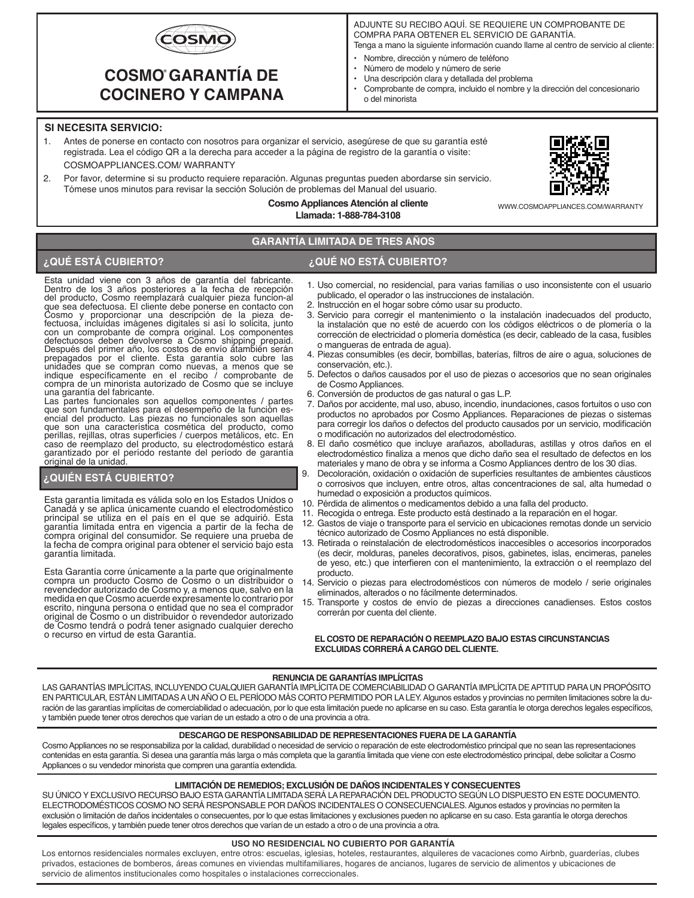# COSMO® GARANTÍA DE COCINERO Y CAMPANA

ADJUNTE SU RECIBO AQUÍ. SE REQUIERE UN COMPROBANTE DE COMPRA PARA OBTENER EL SERVICIO DE GARANTÍA.
Tenga a mano la siguiente información cuando llame al centro de servicio al cliente:

- Nombre, dirección y número de teléfono
- Número de modelo y número de serie
- Una descripción clara y detallada del problema
- Comprobante de compra, incluido el nombre y la dirección del concesionario o del minorista

## SI NECESITA SERVICIO:

1. Antes de ponerse en contacto con nosotros para organizar el servicio, asegúrese de que su garantía esté registrada. Lea el código QR a la derecha para acceder a la página de registro de la garantía o visite: COSMOAPPLIANCES.COM/ WARRANTY
2. Por favor, determine si su producto requiere reparación. Algunas preguntas pueden abordarse sin servicio. Tómese unos minutos para revisar la sección Solución de problemas del Manual del usuario.

**Cosmo Appliances Atención al cliente**
**Llamada: 1-888-784-3108**

WWW.COSMOAPPLIANCES.COM/WARRANTY

## GARANTÍA LIMITADA DE TRES AÑOS

### ¿QUÉ ESTÁ CUBIERTO?

Esta unidad viene con 3 años de garantía del fabricante. Dentro de los 3 años posteriores a la fecha de recepción del producto, Cosmo reemplazará cualquier pieza funcion-al que sea defectuosa. El cliente debe ponerse en contacto con Cosmo y proporcionar una descripción de la pieza de-fectuosa, incluidas imágenes digitales si así lo solicita, junto con un comprobante de compra original. Los componentes defectuosos deben devolverse a Cosmo shipping prepaid. Después del primer año, los costos de envío ătambién serán prepagados por el cliente. Esta garantía solo cubre las unidades que se compran como nuevas, a menos que se indique específicamente en el recibo / comprobante de compra de un minorista autorizado de Cosmo que se incluye una garantía del fabricante.

Las partes funcionales son aquellos componentes / partes que son fundamentales para el desempeño de la función es-encial del producto. Las piezas no funcionales son aquellas que son una característica cosmética del producto, como perillas, rejillas, otras superficies / cuerpos metálicos, etc. En caso de reemplazo del producto, su electrodoméstico estará garantizado por el período restante del período de garantía original de la unidad.

### ¿QUIÉN ESTÁ CUBIERTO?

Esta garantía limitada es válida solo en los Estados Unidos o Canadá y se aplica únicamente cuando el electrodoméstico principal se utiliza en el país en el que se adquirió. Esta garantía limitada entra en vigencia a partir de la fecha de compra original del consumidor. Se requiere una prueba de la fecha de compra original para obtener el servicio bajo esta garantía limitada.

Esta Garantía corre únicamente a la parte que originalmente compra un producto Cosmo de Cosmo o un distribuidor o revendedor autorizado de Cosmo y, a menos que, salvo en la medida en que Cosmo acuerde expresamente lo contrario por escrito, ninguna persona o entidad que no sea el comprador original de Cosmo o un distribuidor o revendedor autorizado de Cosmo tendrá o podrá tener asignado cualquier derecho o recurso en virtud de esta Garantía.

### ¿QUÉ NO ESTÁ CUBIERTO?

1. Uso comercial, no residencial, para varias familias o uso inconsistente con el usuario publicado, el operador o las instrucciones de instalación.
2. Instrucción en el hogar sobre cómo usar su producto.
3. Servicio para corregir el mantenimiento o la instalación inadecuados del producto, la instalación que no esté de acuerdo con los códigos eléctricos o de plomería o la corrección de electricidad o plomería doméstica (es decir, cableado de la casa, fusibles o mangueras de entrada de agua).
4. Piezas consumibles (es decir, bombillas, baterías, filtros de aire o agua, soluciones de conservación, etc.).
5. Defectos o daños causados por el uso de piezas o accesorios que no sean originales de Cosmo Appliances.
6. Conversión de productos de gas natural o gas L.P.
7. Daños por accidente, mal uso, abuso, incendio, inundaciones, casos fortuitos o uso con productos no aprobados por Cosmo Appliances. Reparaciones de piezas o sistemas para corregir los daños o defectos del producto causados por un servicio, modificación o modificación no autorizados del electrodoméstico.
8. El daño cosmético que incluye arañazos, abolladuras, astillas y otros daños en el electrodoméstico finaliza a menos que dicho daño sea el resultado de defectos en los materiales y mano de obra y se informa a Cosmo Appliances dentro de los 30 días.
9. Decoloración, oxidación o oxidación de superficies resultantes de ambientes cáusticos o corrosivos que incluyen, entre otros, altas concentraciones de sal, alta humedad o humedad o exposición a productos químicos.
10. Pérdida de alimentos o medicamentos debido a una falla del producto.
11. Recogida o entrega. Este producto está destinado a la reparación en el hogar.
12. Gastos de viaje o transporte para el servicio en ubicaciones remotas donde un servicio técnico autorizado de Cosmo Appliances no está disponible.
13. Retirada o reinstalación de electrodomésticos inaccesibles o accesorios incorporados (es decir, molduras, paneles decorativos, pisos, gabinetes, islas, encimeras, paneles de yeso, etc.) que interfieren con el mantenimiento, la extracción o el reemplazo del producto.
14. Servicio o piezas para electrodomésticos con números de modelo / serie originales eliminados, alterados o no fácilmente determinados.
15. Transporte y costos de envío de piezas a direcciones canadienses. Estos costos correrán por cuenta del cliente.

**EL COSTO DE REPARACIÓN O REEMPLAZO BAJO ESTAS CIRCUNSTANCIAS EXCLUIDAS CORRERÁ A CARGO DEL CLIENTE.**

### RENUNCIA DE GARANTÍAS IMPLÍCITAS

LAS GARANTÍAS IMPLÍCITAS, INCLUYENDO CUALQUIER GARANTÍA IMPLÍCITA DE COMERCIABILIDAD O GARANTÍA IMPLÍCITA DE APTITUD PARA UN PROPÓSITO EN PARTICULAR, ESTÁN LIMITADAS A UN AÑO O EL PERÍODO MÁS CORTO PERMITIDO POR LA LEY. Algunos estados y provincias no permiten limitaciones sobre la duración de las garantías implícitas de comerciabilidad o adecuación, por lo que esta limitación puede no aplicarse en su caso. Esta garantía le otorga derechos legales específicos, y también puede tener otros derechos que varían de un estado a otro o de una provincia a otra.

### DESCARGO DE RESPONSABILIDAD DE REPRESENTACIONES FUERA DE LA GARANTÍA

Cosmo Appliances no se responsabiliza por la calidad, durabilidad o necesidad de servicio o reparación de este electrodoméstico principal que no sean las representaciones contenidas en esta garantía. Si desea una garantía más larga o más completa que la garantía limitada que viene con este electrodoméstico principal, debe solicitar a Cosmo Appliances o su vendedor minorista que compren una garantía extendida.

### LIMITACIÓN DE REMEDIOS; EXCLUSIÓN DE DAÑOS INCIDENTALES Y CONSECUENTES

SU ÚNICO Y EXCLUSIVO RECURSO BAJO ESTA GARANTÍA LIMITADA SERÁ LA REPARACIÓN DEL PRODUCTO SEGÚN LO DISPUESTO EN ESTE DOCUMENTO. ELECTRODOMÉSTICOS COSMO NO SERÁ RESPONSABLE POR DAÑOS INCIDENTALES O CONSECUENCIALES. Algunos estados y provincias no permiten la exclusión o limitación de daños incidentales o consecuentes, por lo que estas limitaciones y exclusiones pueden no aplicarse en su caso. Esta garantía le otorga derechos legales específicos, y también puede tener otros derechos que varían de un estado a otro o de una provincia a otra.

### USO NO RESIDENCIAL NO CUBIERTO POR GARANTÍA

Los entornos residenciales normales excluyen, entre otros: escuelas, iglesias, hoteles, restaurantes, alquileres de vacaciones como Airbnb, guarderías, clubes privados, estaciones de bomberos, áreas comunes en viviendas multifamiliares, hogares de ancianos, lugares de servicio de alimentos y ubicaciones de servicio de alimentos institucionales como hospitales o instalaciones correccionales.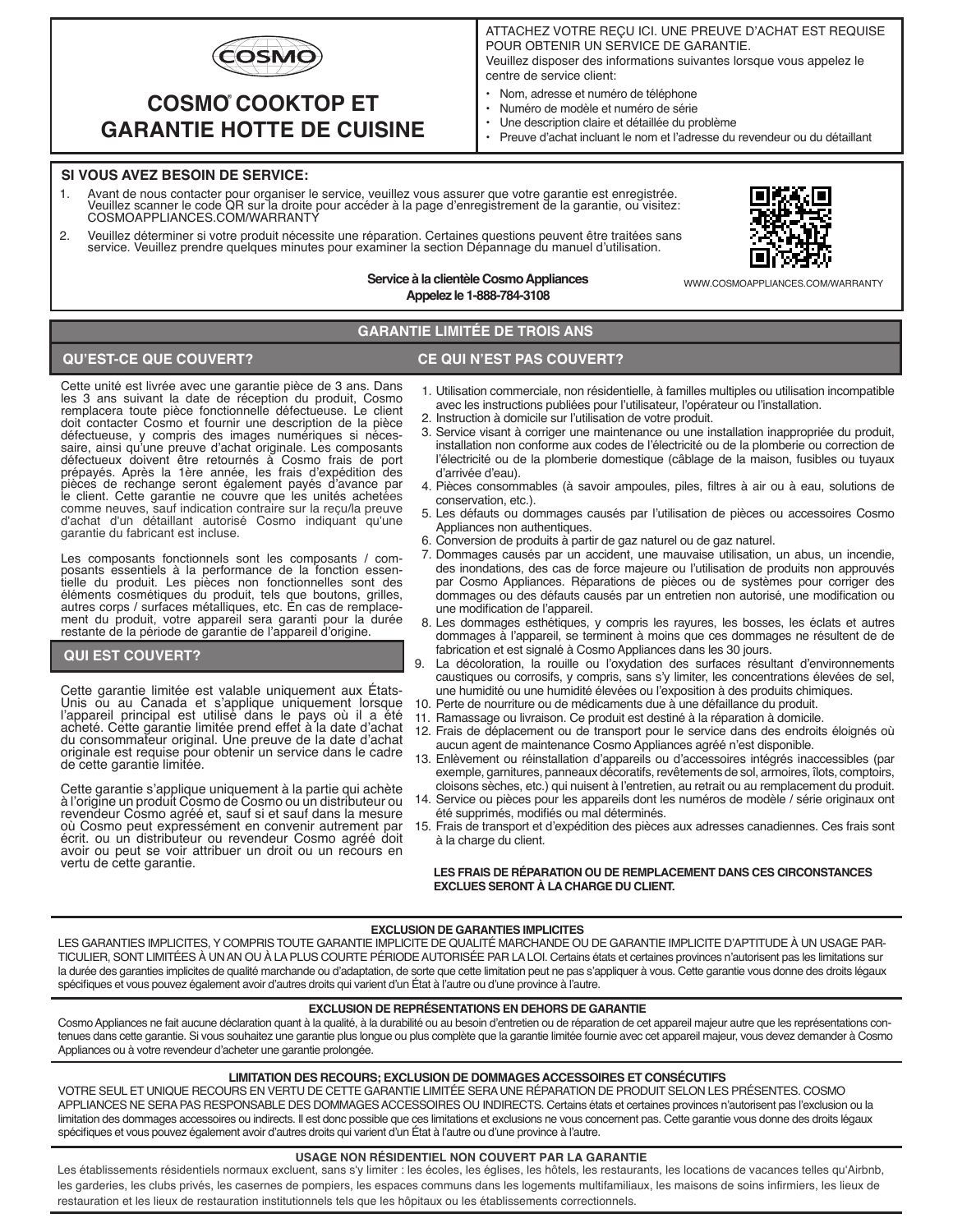# COSMO® COOKTOP ET GARANTIE HOTTE DE CUISINE

ATTACHEZ VOTRE REÇU ICI. UNE PREUVE D'ACHAT EST REQUISE POUR OBTENIR UN SERVICE DE GARANTIE.
Veuillez disposer des informations suivantes lorsque vous appelez le centre de service client:

- Nom, adresse et numéro de téléphone
- Numéro de modèle et numéro de série
- Une description claire et détaillée du problème
- Preuve d'achat incluant le nom et l'adresse du revendeur ou du détaillant

## SI VOUS AVEZ BESOIN DE SERVICE:

1. Avant de nous contacter pour organiser le service, veuillez vous assurer que votre garantie est enregistrée. Veuillez scanner le code QR sur la droite pour accéder à la page d'enregistrement de la garantie, ou visitez: COSMOAPPLIANCES.COM/WARRANTY
2. Veuillez déterminer si votre produit nécessite une réparation. Certaines questions peuvent être traitées sans service. Veuillez prendre quelques minutes pour examiner la section Dépannage du manuel d'utilisation.

**Service à la clientèle Cosmo Appliances**
**Appelez le 1-888-784-3108**

WWW.COSMOAPPLIANCES.COM/WARRANTY

## GARANTIE LIMITÉE DE TROIS ANS

### QU'EST-CE QUE COUVERT?

Cette unité est livrée avec une garantie pièce de 3 ans. Dans les 3 ans suivant la date de réception du produit, Cosmo remplacera toute pièce fonctionnelle défectueuse. Le client doit contacter Cosmo et fournir une description de la pièce défectueuse, y compris des images numériques si nécessaire, ainsi qu'une preuve d'achat originale. Les composants défectueux doivent être retournés à Cosmo frais de port prépayés. Après la 1ère année, les frais d'expédition des pièces de rechange seront également payés d'avance par le client. Cette garantie ne couvre que les unités achetées comme neuves, sauf indication contraire sur la reçu/la preuve d'achat d'un détaillant autorisé Cosmo indiquant qu'une garantie du fabricant est incluse.

Les composants fonctionnels sont les composants / composants essentiels à la performance de la fonction essentielle du produit. Les pièces non fonctionnelles sont des éléments cosmétiques du produit, tels que boutons, grilles, autres corps / surfaces métalliques, etc. En cas de remplacement du produit, votre appareil sera garanti pour la durée restante de la période de garantie de l'appareil d'origine.

### QUI EST COUVERT?

Cette garantie limitée est valable uniquement aux États-Unis ou au Canada et s'applique uniquement lorsque l'appareil principal est utilisé dans le pays où il a été acheté. Cette garantie limitée prend effet à la date d'achat du consommateur original. Une preuve de la date d'achat originale est requise pour obtenir un service dans le cadre de cette garantie limitée.

Cette garantie s'applique uniquement à la partie qui achète à l'origine un produit Cosmo de Cosmo ou un distributeur ou revendeur Cosmo agréé et, sauf si et sauf dans la mesure où Cosmo peut expressément en convenir autrement par écrit. ou un distributeur ou revendeur Cosmo agréé doit avoir ou peut se voir attribuer un droit ou un recours en vertu de cette garantie.

### CE QUI N'EST PAS COUVERT?

1. Utilisation commerciale, non résidentielle, à familles multiples ou utilisation incompatible avec les instructions publiées pour l'utilisateur, l'opérateur ou l'installation.
2. Instruction à domicile sur l'utilisation de votre produit.
3. Service visant à corriger une maintenance ou une installation inappropriée du produit, installation non conforme aux codes de l'électricité ou de la plomberie ou correction de l'électricité ou de la plomberie domestique (câblage de la maison, fusibles ou tuyaux d'arrivée d'eau).
4. Pièces consommables (à savoir ampoules, piles, filtres à air ou à eau, solutions de conservation, etc.).
5. Les défauts ou dommages causés par l'utilisation de pièces ou accessoires Cosmo Appliances non authentiques.
6. Conversion de produits à partir de gaz naturel ou de gaz naturel.
7. Dommages causés par un accident, une mauvaise utilisation, un abus, un incendie, des inondations, des cas de force majeure ou l'utilisation de produits non approuvés par Cosmo Appliances. Réparations de pièces ou de systèmes pour corriger des dommages ou des défauts causés par un entretien non autorisé, une modification ou une modification de l'appareil.
8. Les dommages esthétiques, y compris les rayures, les bosses, les éclats et autres dommages à l'appareil, se terminent à moins que ces dommages ne résultent de fabrication et est signalé à Cosmo Appliances dans les 30 jours.
9. La décoloration, la rouille ou l'oxydation des surfaces résultant d'environnements caustiques ou corrosifs, y compris, sans s'y limiter, les concentrations élevées de sel, une humidité ou une humidité élevées ou l'exposition à des produits chimiques.
10. Perte de nourriture ou de médicaments due à une défaillance du produit.
11. Ramassage ou livraison. Ce produit est destiné à la réparation à domicile.
12. Frais de déplacement ou de transport pour le service dans des endroits éloignés où aucun agent de maintenance Cosmo Appliances agréé n'est disponible.
13. Enlèvement ou réinstallation d'appareils ou d'accessoires intégrés inaccessibles (par exemple, garnitures, panneaux décoratifs, revêtements de sol, armoires, îlots, comptoirs, cloisons sèches, etc.) qui nuisent à l'entretien, au retrait ou au remplacement du produit.
14. Service ou pièces pour les appareils dont les numéros de modèle / série originaux ont été supprimés, modifiés ou mal déterminés.
15. Frais de transport et d'expédition des pièces aux adresses canadiennes. Ces frais sont à la charge du client.

**LES FRAIS DE RÉPARATION OU DE REMPLACEMENT DANS CES CIRCONSTANCES EXCLUES SERONT À LA CHARGE DU CLIENT.**

### EXCLUSION DE GARANTIES IMPLICITES

LES GARANTIES IMPLICITES, Y COMPRIS TOUTE GARANTIE IMPLICITE DE QUALITÉ MARCHANDE OU DE GARANTIE IMPLICITE D'APTITUDE À UN USAGE PARTICULIER, SONT LIMITÉES À UN AN OU À LA PLUS COURTE PÉRIODE AUTORISÉE PAR LA LOI. Certains états et certaines provinces n'autorisent pas les limitations sur la durée des garanties implicites de qualité marchande ou d'adaptation, de sorte que cette limitation peut ne pas s'appliquer à vous. Cette garantie vous donne des droits légaux spécifiques et vous pouvez également avoir d'autres droits qui varient d'un État à l'autre ou d'une province à l'autre.

### EXCLUSION DE REPRÉSENTATIONS EN DEHORS DE GARANTIE

Cosmo Appliances ne fait aucune déclaration quant à la qualité, à la durabilité ou au besoin d'entretien ou de réparation de cet appareil majeur autre que les représentations contenues dans cette garantie. Si vous souhaitez une garantie plus longue ou plus complète que la garantie limitée fournie avec cet appareil majeur, vous devez demander à Cosmo Appliances ou à votre revendeur d'acheter une garantie prolongée.

### LIMITATION DES RECOURS; EXCLUSION DE DOMMAGES ACCESSOIRES ET CONSÉCUTIFS

VOTRE SEUL ET UNIQUE RECOURS EN VERTU DE CETTE GARANTIE LIMITÉE SERA UNE RÉPARATION DE PRODUIT SELON LES PRÉSENTES. COSMO APPLIANCES NE SERA PAS RESPONSABLE DES DOMMAGES ACCESSOIRES OU INDIRECTS. Certains états et certaines provinces n'autorisent pas l'exclusion ou la limitation des dommages accessoires ou indirects. Il est donc possible que ces limitations et exclusions ne vous concernent pas. Cette garantie vous donne des droits légaux spécifiques et vous pouvez également avoir d'autres droits qui varient d'un État à l'autre ou d'une province à l'autre.

### USAGE NON RÉSIDENTIEL NON COUVERT PAR LA GARANTIE

Les établissements résidentiels normaux excluent, sans s'y limiter : les écoles, les églises, les hôtels, les restaurants, les locations de vacances telles qu'Airbnb, les garderies, les clubs privés, les casernes de pompiers, les espaces communs dans les logements multifamiliaux, les maisons de soins infirmiers, les lieux de restauration et les lieux de restauration institutionnels tels que les hôpitaux ou les établissements correctionnels.